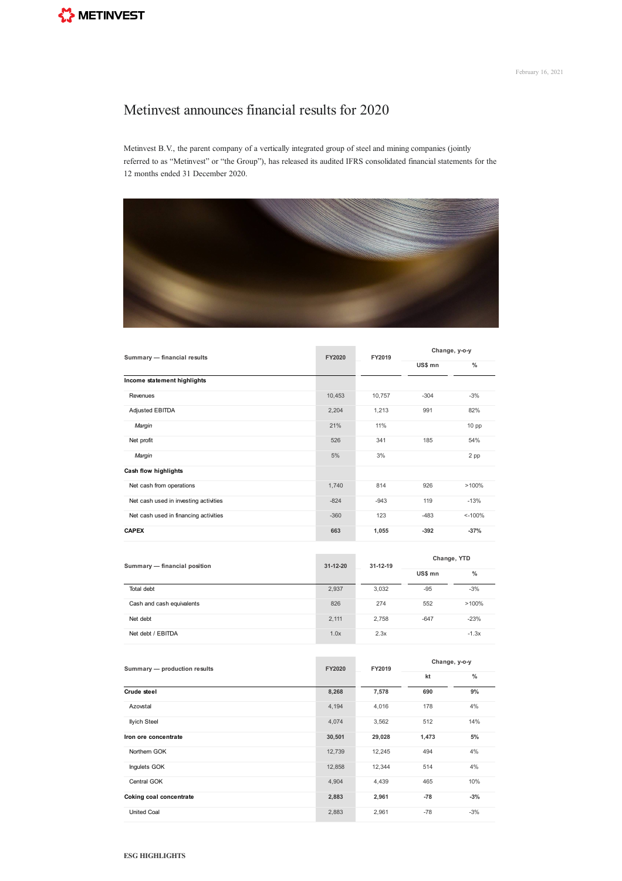February 16, 2021

# Metinvest announces financial results for 2020

Metinvest B.V., the parent company of a vertically integrated group of steel and mining companies (jointly referred to as "Metinvest" or "the Group"), has released its audited IFRS consolidated financial statements for the 12 months ended 31 December 2020.

| Summary — financial results | FY2020 | FY2019 | Change, y-o-y | |
|---|---|---|---|---|
| | | | US$ mn | % |
| **Income statement highlights** | | | | |
| Revenues | 10,453 | 10,757 | -304 | -3% |
| Adjusted EBITDA | 2,204 | 1,213 | 991 | 82% |
| *Margin* | 21% | 11% | | 10 pp |
| Net profit | 526 | 341 | 185 | 54% |
| *Margin* | 5% | 3% | | 2 pp |
| **Cash flow highlights** | | | | |
| Net cash from operations | 1,740 | 814 | 926 | >100% |
| Net cash used in investing activities | -824 | -943 | 119 | -13% |
| Net cash used in financing activities | -360 | 123 | -483 | <-100% |
| **CAPEX** | **663** | **1,055** | **-392** | **-37%** |

| Summary — financial position | 31-12-20 | 31-12-19 | Change, YTD | |
|---|---|---|---|---|
| | | | US$ mn | % |
| Total debt | 2,937 | 3,032 | -95 | -3% |
| Cash and cash equivalents | 826 | 274 | 552 | >100% |
| Net debt | 2,111 | 2,758 | -647 | -23% |
| Net debt / EBITDA | 1.0x | 2.3x | | -1.3x |

| Summary — production results | FY2020 | FY2019 | Change, y-o-y | |
|---|---|---|---|---|
| | | | kt | % |
| **Crude steel** | **8,268** | **7,578** | **690** | **9%** |
| Azovstal | 4,194 | 4,016 | 178 | 4% |
| Ilyich Steel | 4,074 | 3,562 | 512 | 14% |
| **Iron ore concentrate** | **30,501** | **29,028** | **1,473** | **5%** |
| Northern GOK | 12,739 | 12,245 | 494 | 4% |
| Ingulets GOK | 12,858 | 12,344 | 514 | 4% |
| Central GOK | 4,904 | 4,439 | 465 | 10% |
| **Coking coal concentrate** | **2,883** | **2,961** | **-78** | **-3%** |
| United Coal | 2,883 | 2,961 | -78 | -3% |

**ESG HIGHLIGHTS**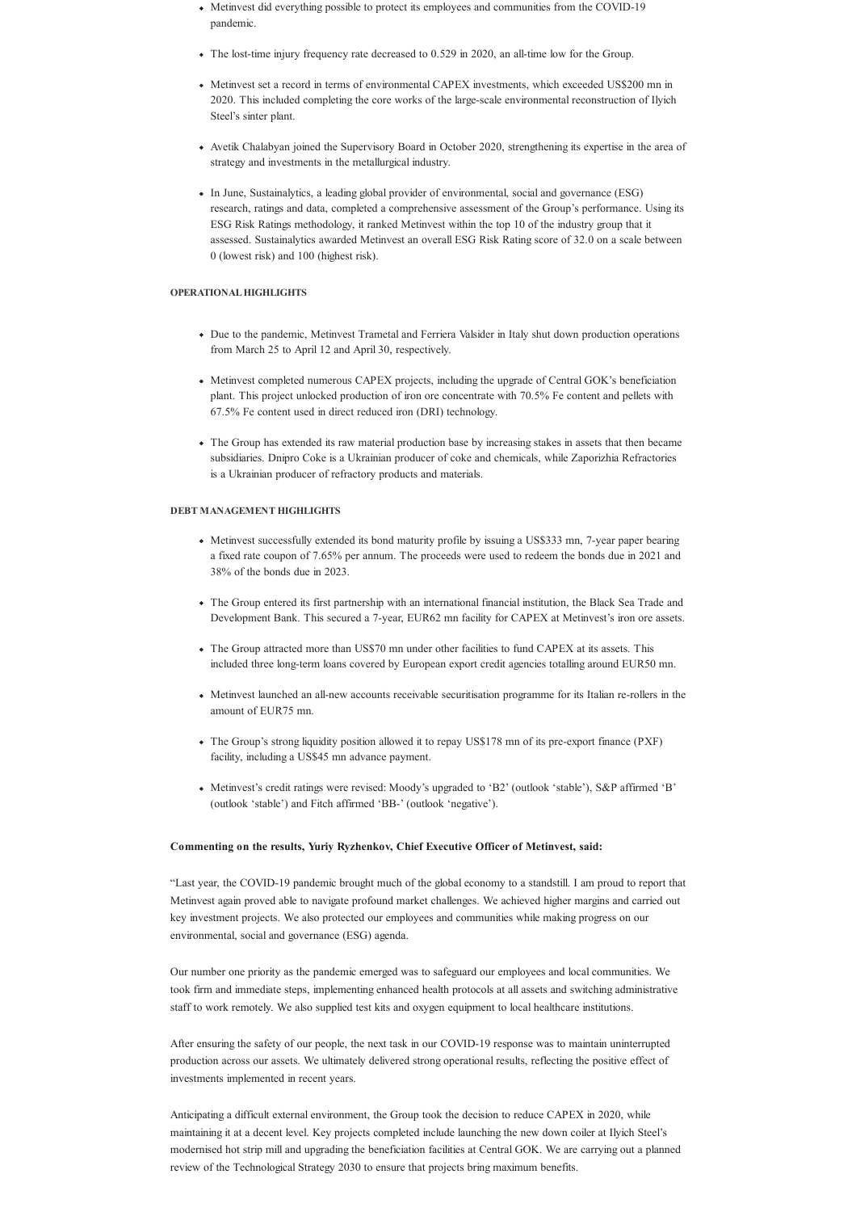- Metinvest did everything possible to protect its employees and communities from the COVID-19 pandemic.
- The lost-time injury frequency rate decreased to 0.529 in 2020, an all-time low for the Group.
- Metinvest set a record in terms of environmental CAPEX investments, which exceeded US$200 mn in 2020. This included completing the core works of the large-scale environmental reconstruction of Ilyich Steel's sinter plant.
- Avetik Chalabyan joined the Supervisory Board in October 2020, strengthening its expertise in the area of strategy and investments in the metallurgical industry.
- In June, Sustainalytics, a leading global provider of environmental, social and governance (ESG) research, ratings and data, completed a comprehensive assessment of the Group's performance. Using its ESG Risk Ratings methodology, it ranked Metinvest within the top 10 of the industry group that it assessed. Sustainalytics awarded Metinvest an overall ESG Risk Rating score of 32.0 on a scale between 0 (lowest risk) and 100 (highest risk).

**OPERATIONAL HIGHLIGHTS**

- Due to the pandemic, Metinvest Trametal and Ferriera Valsider in Italy shut down production operations from March 25 to April 12 and April 30, respectively.
- Metinvest completed numerous CAPEX projects, including the upgrade of Central GOK's beneficiation plant. This project unlocked production of iron ore concentrate with 70.5% Fe content and pellets with 67.5% Fe content used in direct reduced iron (DRI) technology.
- The Group has extended its raw material production base by increasing stakes in assets that then became subsidiaries. Dnipro Coke is a Ukrainian producer of coke and chemicals, while Zaporizhia Refractories is a Ukrainian producer of refractory products and materials.

**DEBT MANAGEMENT HIGHLIGHTS**

- Metinvest successfully extended its bond maturity profile by issuing a US$333 mn, 7-year paper bearing a fixed rate coupon of 7.65% per annum. The proceeds were used to redeem the bonds due in 2021 and 38% of the bonds due in 2023.
- The Group entered its first partnership with an international financial institution, the Black Sea Trade and Development Bank. This secured a 7-year, EUR62 mn facility for CAPEX at Metinvest's iron ore assets.
- The Group attracted more than US$70 mn under other facilities to fund CAPEX at its assets. This included three long-term loans covered by European export credit agencies totalling around EUR50 mn.
- Metinvest launched an all-new accounts receivable securitisation programme for its Italian re-rollers in the amount of EUR75 mn.
- The Group's strong liquidity position allowed it to repay US$178 mn of its pre-export finance (PXF) facility, including a US$45 mn advance payment.
- Metinvest's credit ratings were revised: Moody's upgraded to 'B2' (outlook 'stable'), S&P affirmed 'B' (outlook 'stable') and Fitch affirmed 'BB-' (outlook 'negative').

**Commenting on the results, Yuriy Ryzhenkov, Chief Executive Officer of Metinvest, said:**

"Last year, the COVID-19 pandemic brought much of the global economy to a standstill. I am proud to report that Metinvest again proved able to navigate profound market challenges. We achieved higher margins and carried out key investment projects. We also protected our employees and communities while making progress on our environmental, social and governance (ESG) agenda.

Our number one priority as the pandemic emerged was to safeguard our employees and local communities. We took firm and immediate steps, implementing enhanced health protocols at all assets and switching administrative staff to work remotely. We also supplied test kits and oxygen equipment to local healthcare institutions.

After ensuring the safety of our people, the next task in our COVID-19 response was to maintain uninterrupted production across our assets. We ultimately delivered strong operational results, reflecting the positive effect of investments implemented in recent years.

Anticipating a difficult external environment, the Group took the decision to reduce CAPEX in 2020, while maintaining it at a decent level. Key projects completed include launching the new down coiler at Ilyich Steel's modernised hot strip mill and upgrading the beneficiation facilities at Central GOK. We are carrying out a planned review of the Technological Strategy 2030 to ensure that projects bring maximum benefits.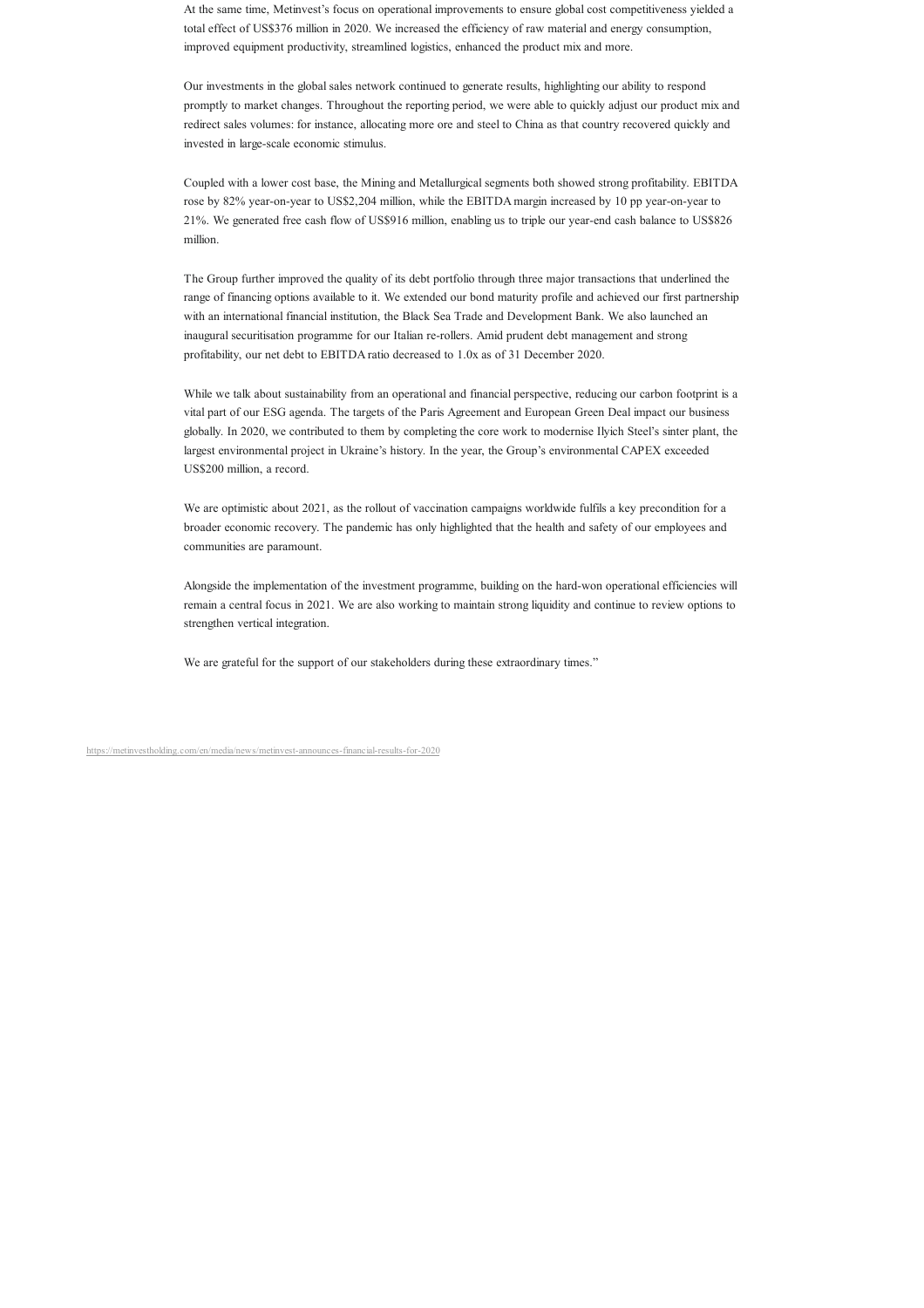At the same time, Metinvest's focus on operational improvements to ensure global cost competitiveness yielded a total effect of US$376 million in 2020. We increased the efficiency of raw material and energy consumption, improved equipment productivity, streamlined logistics, enhanced the product mix and more.

Our investments in the global sales network continued to generate results, highlighting our ability to respond promptly to market changes. Throughout the reporting period, we were able to quickly adjust our product mix and redirect sales volumes: for instance, allocating more ore and steel to China as that country recovered quickly and invested in large-scale economic stimulus.

Coupled with a lower cost base, the Mining and Metallurgical segments both showed strong profitability. EBITDA rose by 82% year-on-year to US$2,204 million, while the EBITDA margin increased by 10 pp year-on-year to 21%. We generated free cash flow of US$916 million, enabling us to triple our year-end cash balance to US$826 million.

The Group further improved the quality of its debt portfolio through three major transactions that underlined the range of financing options available to it. We extended our bond maturity profile and achieved our first partnership with an international financial institution, the Black Sea Trade and Development Bank. We also launched an inaugural securitisation programme for our Italian re-rollers. Amid prudent debt management and strong profitability, our net debt to EBITDA ratio decreased to 1.0x as of 31 December 2020.

While we talk about sustainability from an operational and financial perspective, reducing our carbon footprint is a vital part of our ESG agenda. The targets of the Paris Agreement and European Green Deal impact our business globally. In 2020, we contributed to them by completing the core work to modernise Ilyich Steel's sinter plant, the largest environmental project in Ukraine's history. In the year, the Group's environmental CAPEX exceeded US$200 million, a record.

We are optimistic about 2021, as the rollout of vaccination campaigns worldwide fulfils a key precondition for a broader economic recovery. The pandemic has only highlighted that the health and safety of our employees and communities are paramount.

Alongside the implementation of the investment programme, building on the hard-won operational efficiencies will remain a central focus in 2021. We are also working to maintain strong liquidity and continue to review options to strengthen vertical integration.

We are grateful for the support of our stakeholders during these extraordinary times."

https://metinvestholding.com/en/media/news/metinvest-announces-financial-results-for-2020